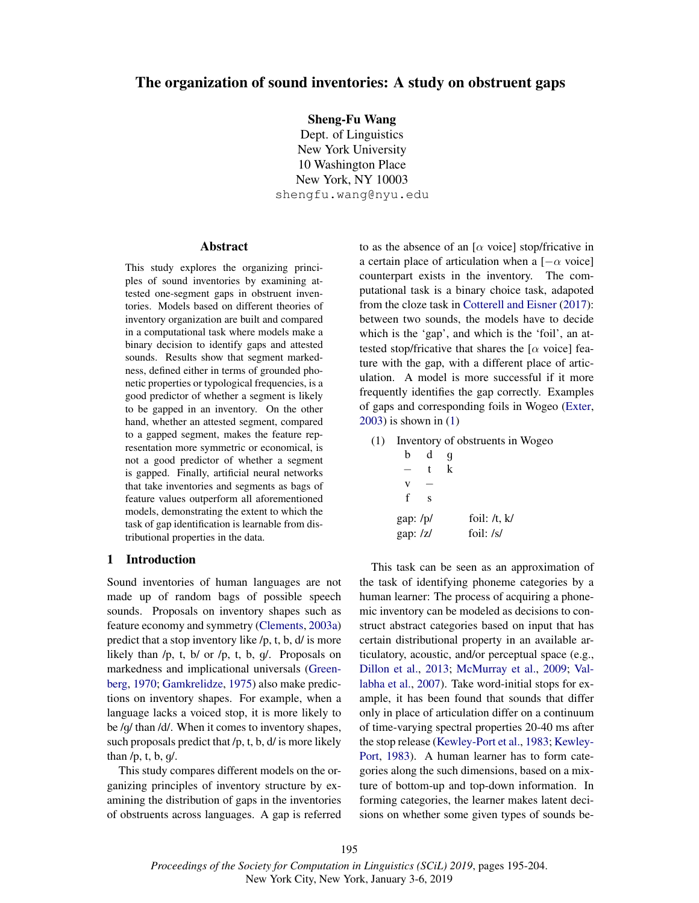# The organization of sound inventories: A study on obstruent gaps

**Sheng-Fu Wang**
Dept. of Linguistics
New York University
10 Washington Place
New York, NY 10003
shengfu.wang@nyu.edu

## Abstract

This study explores the organizing principles of sound inventories by examining attested one-segment gaps in obstruent inventories. Models based on different theories of inventory organization are built and compared in a computational task where models make a binary decision to identify gaps and attested sounds. Results show that segment markedness, defined either in terms of grounded phonetic properties or typological frequencies, is a good predictor of whether a segment is likely to be gapped in an inventory. On the other hand, whether an attested segment, compared to a gapped segment, makes the feature representation more symmetric or economical, is not a good predictor of whether a segment is gapped. Finally, artificial neural networks that take inventories and segments as bags of feature values outperform all aforementioned models, demonstrating the extent to which the task of gap identification is learnable from distributional properties in the data.

## 1 Introduction

Sound inventories of human languages are not made up of random bags of possible speech sounds. Proposals on inventory shapes such as feature economy and symmetry (Clements, 2003a) predict that a stop inventory like /p, t, b, d/ is more likely than /p, t, b/ or /p, t, b, ɡ/. Proposals on markedness and implicational universals (Greenberg, 1970; Gamkrelidze, 1975) also make predictions on inventory shapes. For example, when a language lacks a voiced stop, it is more likely to be /ɡ/ than /d/. When it comes to inventory shapes, such proposals predict that /p, t, b, d/ is more likely than /p, t, b, ɡ/.

This study compares different models on the organizing principles of inventory structure by examining the distribution of gaps in the inventories of obstruents across languages. A gap is referred to as the absence of an [$\alpha$ voice] stop/fricative in a certain place of articulation when a [$-\alpha$ voice] counterpart exists in the inventory. The computational task is a binary choice task, adapoted from the cloze task in Cotterell and Eisner (2017): between two sounds, the models have to decide which is the 'gap', and which is the 'foil', an attested stop/fricative that shares the [$\alpha$ voice] feature with the gap, with a different place of articulation. A model is more successful if it more frequently identifies the gap correctly. Examples of gaps and corresponding foils in Wogeo (Exter, 2003) is shown in (1)

(1) Inventory of obstruents in Wogeo

| | | |
|---|---|---|
| b | d | ɡ |
| – | t | k |
| v | – | |
| f | s | |

gap: /p/ foil: /t, k/
gap: /z/ foil: /s/

This task can be seen as an approximation of the task of identifying phoneme categories by a human learner: The process of acquiring a phonemic inventory can be modeled as decisions to construct abstract categories based on input that has certain distributional property in an available articulatory, acoustic, and/or perceptual space (e.g., Dillon et al., 2013; McMurray et al., 2009; Vallabha et al., 2007). Take word-initial stops for example, it has been found that sounds that differ only in place of articulation differ on a continuum of time-varying spectral properties 20-40 ms after the stop release (Kewley-Port et al., 1983; Kewley-Port, 1983). A human learner has to form categories along the such dimensions, based on a mixture of bottom-up and top-down information. In forming categories, the learner makes latent decisions on whether some given types of sounds be-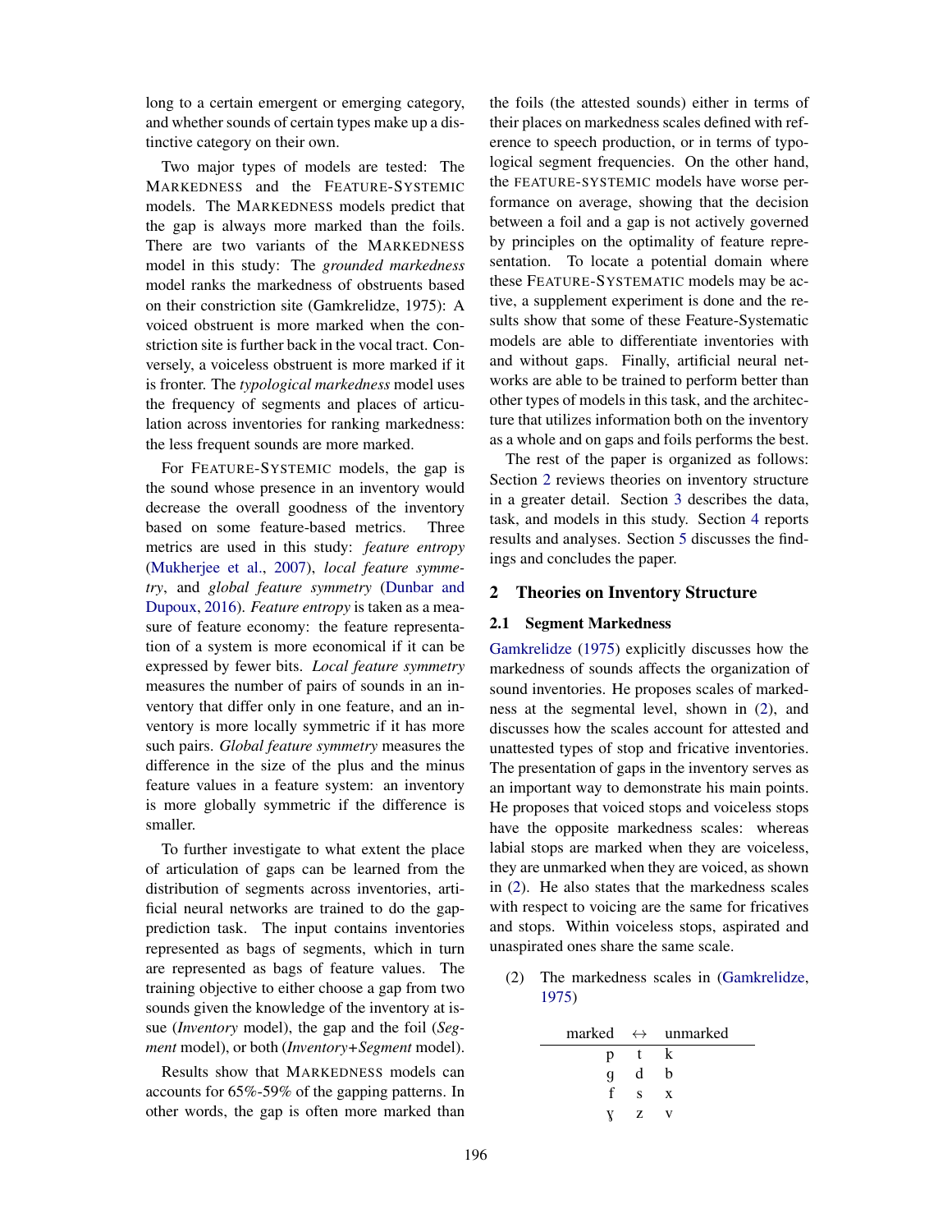long to a certain emergent or emerging category, and whether sounds of certain types make up a distinctive category on their own.

Two major types of models are tested: The MARKEDNESS and the FEATURE-SYSTEMIC models. The MARKEDNESS models predict that the gap is always more marked than the foils. There are two variants of the MARKEDNESS model in this study: The *grounded markedness* model ranks the markedness of obstruents based on their constriction site (Gamkrelidze, 1975): A voiced obstruent is more marked when the constriction site is further back in the vocal tract. Conversely, a voiceless obstruent is more marked if it is fronter. The *typological markedness* model uses the frequency of segments and places of articulation across inventories for ranking markedness: the less frequent sounds are more marked.

For FEATURE-SYSTEMIC models, the gap is the sound whose presence in an inventory would decrease the overall goodness of the inventory based on some feature-based metrics. Three metrics are used in this study: *feature entropy* (Mukherjee et al., 2007), *local feature symmetry*, and *global feature symmetry* (Dunbar and Dupoux, 2016). *Feature entropy* is taken as a measure of feature economy: the feature representation of a system is more economical if it can be expressed by fewer bits. *Local feature symmetry* measures the number of pairs of sounds in an inventory that differ only in one feature, and an inventory is more locally symmetric if it has more such pairs. *Global feature symmetry* measures the difference in the size of the plus and the minus feature values in a feature system: an inventory is more globally symmetric if the difference is smaller.

To further investigate to what extent the place of articulation of gaps can be learned from the distribution of segments across inventories, artificial neural networks are trained to do the gap-prediction task. The input contains inventories represented as bags of segments, which in turn are represented as bags of feature values. The training objective to either choose a gap from two sounds given the knowledge of the inventory at issue (*Inventory* model), the gap and the foil (*Segment* model), or both (*Inventory+Segment* model).

Results show that MARKEDNESS models can accounts for 65%-59% of the gapping patterns. In other words, the gap is often more marked than the foils (the attested sounds) either in terms of their places on markedness scales defined with reference to speech production, or in terms of typological segment frequencies. On the other hand, the FEATURE-SYSTEMIC models have worse performance on average, showing that the decision between a foil and a gap is not actively governed by principles on the optimality of feature representation. To locate a potential domain where these FEATURE-SYSTEMATIC models may be active, a supplement experiment is done and the results show that some of these Feature-Systematic models are able to differentiate inventories with and without gaps. Finally, artificial neural networks are able to be trained to perform better than other types of models in this task, and the architecture that utilizes information both on the inventory as a whole and on gaps and foils performs the best.

The rest of the paper is organized as follows: Section 2 reviews theories on inventory structure in a greater detail. Section 3 describes the data, task, and models in this study. Section 4 reports results and analyses. Section 5 discusses the findings and concludes the paper.

## 2 Theories on Inventory Structure

### 2.1 Segment Markedness

Gamkrelidze (1975) explicitly discusses how the markedness of sounds affects the organization of sound inventories. He proposes scales of markedness at the segmental level, shown in (2), and discusses how the scales account for attested and unattested types of stop and fricative inventories. The presentation of gaps in the inventory serves as an important way to demonstrate his main points. He proposes that voiced stops and voiceless stops have the opposite markedness scales: whereas labial stops are marked when they are voiceless, they are unmarked when they are voiced, as shown in (2). He also states that the markedness scales with respect to voicing are the same for fricatives and stops. Within voiceless stops, aspirated and unaspirated ones share the same scale.

(2) The markedness scales in (Gamkrelidze, 1975)

| marked | ↔ | unmarked |
|---|---|---|
| p | t | k |
| g | d | b |
| f | s | x |
| ɣ | z | v |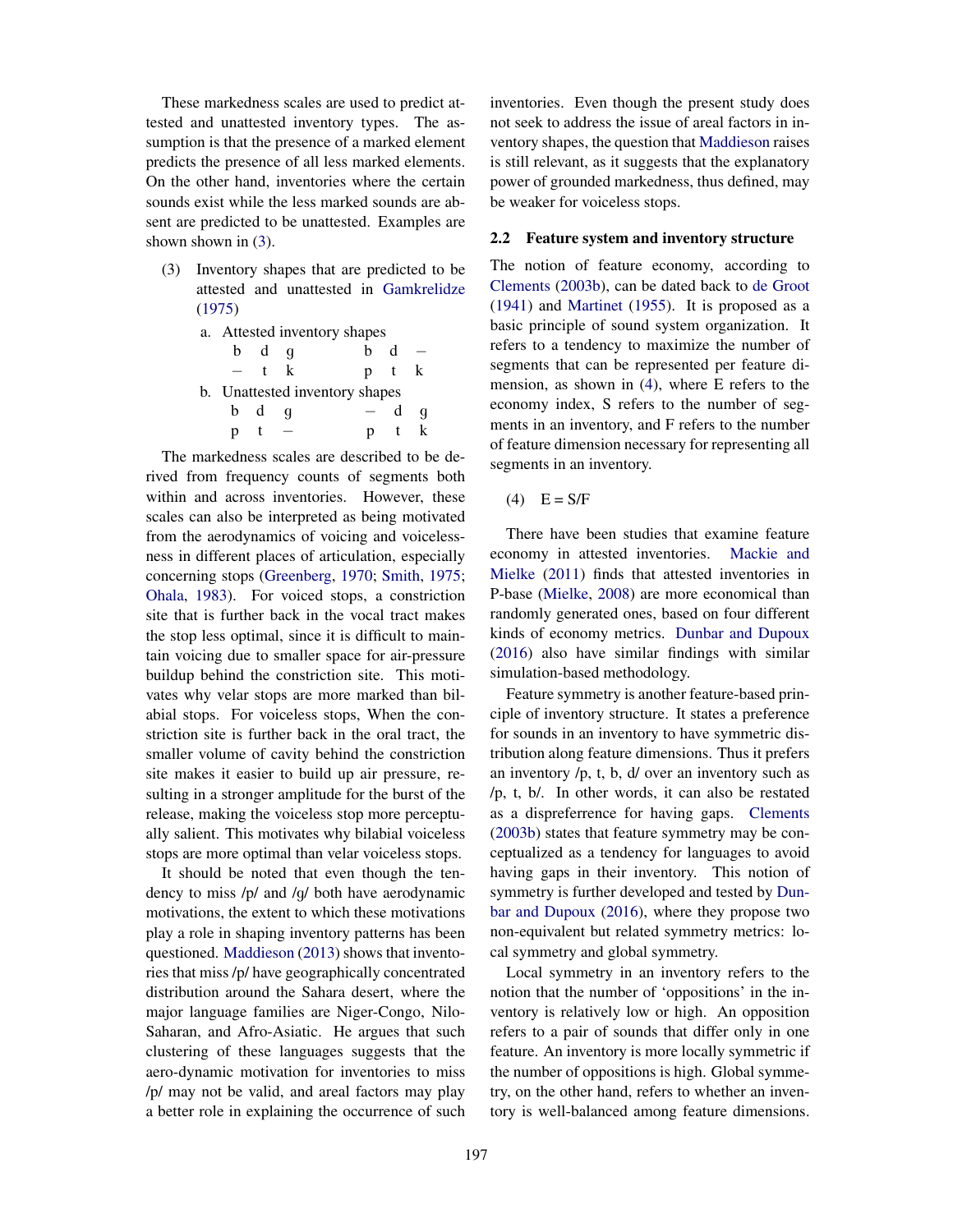These markedness scales are used to predict attested and unattested inventory types. The assumption is that the presence of a marked element predicts the presence of all less marked elements. On the other hand, inventories where the certain sounds exist while the less marked sounds are absent are predicted to be unattested. Examples are shown shown in (3).

(3) Inventory shapes that are predicted to be attested and unattested in Gamkrelidze (1975)

a. Attested inventory shapes

```
b  d  g        b  d  –
–  t  k        p  t  k
```

b. Unattested inventory shapes

```
b  d  g        –  d  g
p  t  –        p  t  k
```

The markedness scales are described to be derived from frequency counts of segments both within and across inventories. However, these scales can also be interpreted as being motivated from the aerodynamics of voicing and voicelessness in different places of articulation, especially concerning stops (Greenberg, 1970; Smith, 1975; Ohala, 1983). For voiced stops, a constriction site that is further back in the vocal tract makes the stop less optimal, since it is difficult to maintain voicing due to smaller space for air-pressure buildup behind the constriction site. This motivates why velar stops are more marked than bilabial stops. For voiceless stops, When the constriction site is further back in the oral tract, the smaller volume of cavity behind the constriction site makes it easier to build up air pressure, resulting in a stronger amplitude for the burst of the release, making the voiceless stop more perceptually salient. This motivates why bilabial voiceless stops are more optimal than velar voiceless stops.

It should be noted that even though the tendency to miss /p/ and /g/ both have aerodynamic motivations, the extent to which these motivations play a role in shaping inventory patterns has been questioned. Maddieson (2013) shows that inventories that miss /p/ have geographically concentrated distribution around the Sahara desert, where the major language families are Niger-Congo, Nilo-Saharan, and Afro-Asiatic. He argues that such clustering of these languages suggests that the aero-dynamic motivation for inventories to miss /p/ may not be valid, and areal factors may play a better role in explaining the occurrence of such inventories. Even though the present study does not seek to address the issue of areal factors in inventory shapes, the question that Maddieson raises is still relevant, as it suggests that the explanatory power of grounded markedness, thus defined, may be weaker for voiceless stops.

### 2.2 Feature system and inventory structure

The notion of feature economy, according to Clements (2003b), can be dated back to de Groot (1941) and Martinet (1955). It is proposed as a basic principle of sound system organization. It refers to a tendency to maximize the number of segments that can be represented per feature dimension, as shown in (4), where E refers to the economy index, S refers to the number of segments in an inventory, and F refers to the number of feature dimension necessary for representing all segments in an inventory.

(4) $E = S/F$

There have been studies that examine feature economy in attested inventories. Mackie and Mielke (2011) finds that attested inventories in P-base (Mielke, 2008) are more economical than randomly generated ones, based on four different kinds of economy metrics. Dunbar and Dupoux (2016) also have similar findings with similar simulation-based methodology.

Feature symmetry is another feature-based principle of inventory structure. It states a preference for sounds in an inventory to have symmetric distribution along feature dimensions. Thus it prefers an inventory /p, t, b, d/ over an inventory such as /p, t, b/. In other words, it can also be restated as a dispreference for having gaps. Clements (2003b) states that feature symmetry may be conceptualized as a tendency for languages to avoid having gaps in their inventory. This notion of symmetry is further developed and tested by Dunbar and Dupoux (2016), where they propose two non-equivalent but related symmetry metrics: local symmetry and global symmetry.

Local symmetry in an inventory refers to the notion that the number of 'oppositions' in the inventory is relatively low or high. An opposition refers to a pair of sounds that differ only in one feature. An inventory is more locally symmetric if the number of oppositions is high. Global symmetry, on the other hand, refers to whether an inventory is well-balanced among feature dimensions.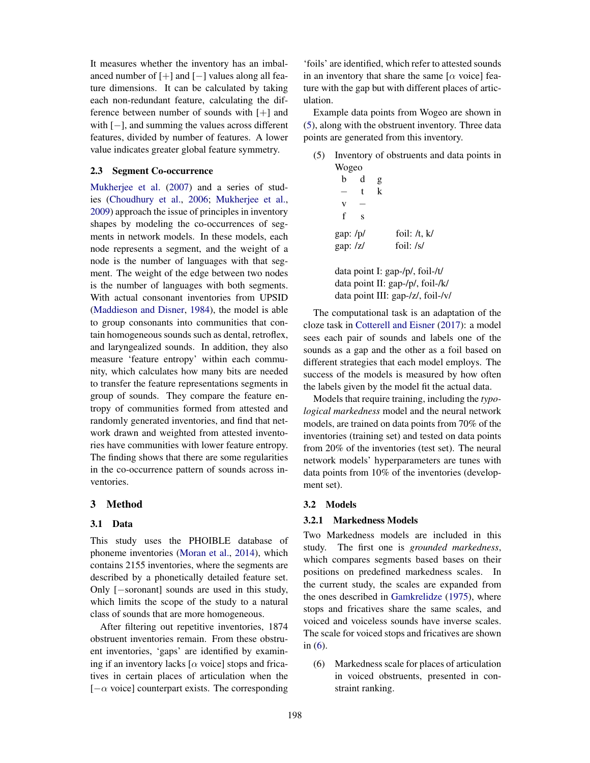It measures whether the inventory has an imbalanced number of [+] and [−] values along all feature dimensions. It can be calculated by taking each non-redundant feature, calculating the difference between number of sounds with [+] and with [−], and summing the values across different features, divided by number of features. A lower value indicates greater global feature symmetry.

### 2.3 Segment Co-occurrence

Mukherjee et al. (2007) and a series of studies (Choudhury et al., 2006; Mukherjee et al., 2009) approach the issue of principles in inventory shapes by modeling the co-occurrences of segments in network models. In these models, each node represents a segment, and the weight of a node is the number of languages with that segment. The weight of the edge between two nodes is the number of languages with both segments. With actual consonant inventories from UPSID (Maddieson and Disner, 1984), the model is able to group consonants into communities that contain homogeneous sounds such as dental, retroflex, and laryngealized sounds. In addition, they also measure 'feature entropy' within each community, which calculates how many bits are needed to transfer the feature representations segments in group of sounds. They compare the feature entropy of communities formed from attested and randomly generated inventories, and find that network drawn and weighted from attested inventories have communities with lower feature entropy. The finding shows that there are some regularities in the co-occurrence pattern of sounds across inventories.

## 3 Method

### 3.1 Data

This study uses the PHOIBLE database of phoneme inventories (Moran et al., 2014), which contains 2155 inventories, where the segments are described by a phonetically detailed feature set. Only [−soronant] sounds are used in this study, which limits the scope of the study to a natural class of sounds that are more homogeneous.

After filtering out repetitive inventories, 1874 obstruent inventories remain. From these obstruent inventories, 'gaps' are identified by examining if an inventory lacks [$\alpha$ voice] stops and fricatives in certain places of articulation when the [$-\alpha$ voice] counterpart exists. The corresponding 'foils' are identified, which refer to attested sounds in an inventory that share the same [$\alpha$ voice] feature with the gap but with different places of articulation.

Example data points from Wogeo are shown in (5), along with the obstruent inventory. Three data points are generated from this inventory.

(5) Inventory of obstruents and data points in Wogeo

| | | |
|---|---|---|
| b | d | g |
| – | t | k |
| v | – | |
| f | s | |

gap: /p/ foil: /t, k/
gap: /z/ foil: /s/

data point I: gap-/p/, foil-/t/
data point II: gap-/p/, foil-/k/
data point III: gap-/z/, foil-/v/

The computational task is an adaptation of the cloze task in Cotterell and Eisner (2017): a model sees each pair of sounds and labels one of the sounds as a gap and the other as a foil based on different strategies that each model employs. The success of the models is measured by how often the labels given by the model fit the actual data.

Models that require training, including the *typological markedness* model and the neural network models, are trained on data points from 70% of the inventories (training set) and tested on data points from 20% of the inventories (test set). The neural network models' hyperparameters are tunes with data points from 10% of the inventories (development set).

### 3.2 Models

#### 3.2.1 Markedness Models

Two Markedness models are included in this study. The first one is *grounded markedness*, which compares segments based bases on their positions on predefined markedness scales. In the current study, the scales are expanded from the ones described in Gamkrelidze (1975), where stops and fricatives share the same scales, and voiced and voiceless sounds have inverse scales. The scale for voiced stops and fricatives are shown in (6).

(6) Markedness scale for places of articulation in voiced obstruents, presented in constraint ranking.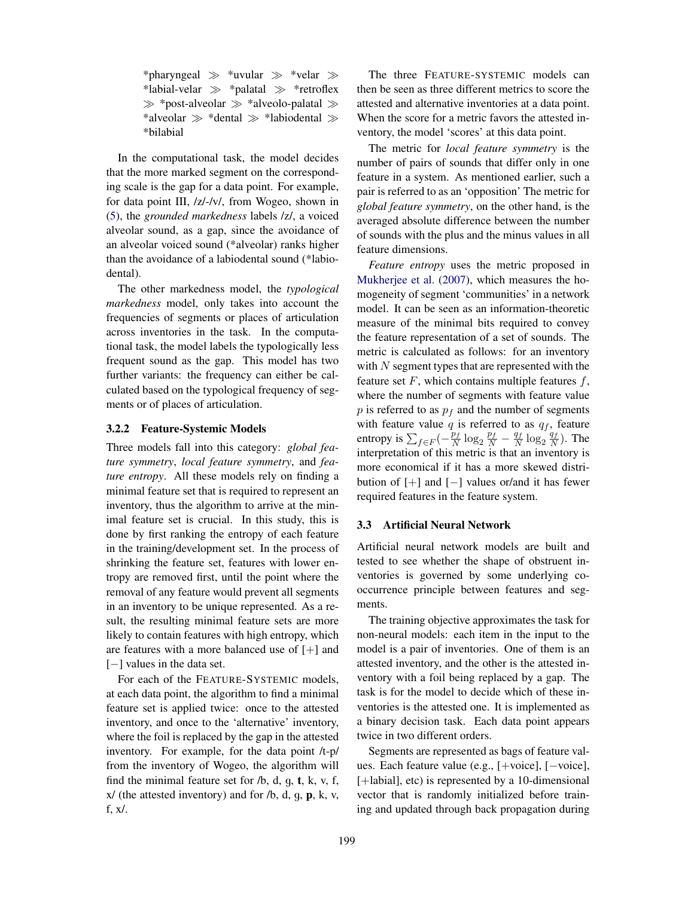*pharyngeal ≫ *uvular ≫ *velar ≫ *labial-velar ≫ *palatal ≫ *retroflex ≫ *post-alveolar ≫ *alveolo-palatal ≫ *alveolar ≫ *dental ≫ *labiodental ≫ *bilabial

In the computational task, the model decides that the more marked segment on the corresponding scale is the gap for a data point. For example, for data point III, /z/-/v/, from Wogeo, shown in (5), the *grounded markedness* labels /z/, a voiced alveolar sound, as a gap, since the avoidance of an alveolar voiced sound (*alveolar) ranks higher than the avoidance of a labiodental sound (*labiodental).

The other markedness model, the *typological markedness* model, only takes into account the frequencies of segments or places of articulation across inventories in the task. In the computational task, the model labels the typologically less frequent sound as the gap. This model has two further variants: the frequency can either be calculated based on the typological frequency of segments or of places of articulation.

#### 3.2.2 Feature-Systemic Models

Three models fall into this category: *global feature symmetry*, *local feature symmetry*, and *feature entropy*. All these models rely on finding a minimal feature set that is required to represent an inventory, thus the algorithm to arrive at the minimal feature set is crucial. In this study, this is done by first ranking the entropy of each feature in the training/development set. In the process of shrinking the feature set, features with lower entropy are removed first, until the point where the removal of any feature would prevent all segments in an inventory to be unique represented. As a result, the resulting minimal feature sets are more likely to contain features with high entropy, which are features with a more balanced use of [+] and [−] values in the data set.

For each of the FEATURE-SYSTEMIC models, at each data point, the algorithm to find a minimal feature set is applied twice: once to the attested inventory, and once to the 'alternative' inventory, where the foil is replaced by the gap in the attested inventory. For example, for the data point /t-p/ from the inventory of Wogeo, the algorithm will find the minimal feature set for /b, d, g, **t**, k, v, f, x/ (the attested inventory) and for /b, d, g, **p**, k, v, f, x/.

The three FEATURE-SYSTEMIC models can then be seen as three different metrics to score the attested and alternative inventories at a data point. When the score for a metric favors the attested inventory, the model 'scores' at this data point.

The metric for *local feature symmetry* is the number of pairs of sounds that differ only in one feature in a system. As mentioned earlier, such a pair is referred to as an 'opposition' The metric for *global feature symmetry*, on the other hand, is the averaged absolute difference between the number of sounds with the plus and the minus values in all feature dimensions.

*Feature entropy* uses the metric proposed in Mukherjee et al. (2007), which measures the homogeneity of segment 'communities' in a network model. It can be seen as an information-theoretic measure of the minimal bits required to convey the feature representation of a set of sounds. The metric is calculated as follows: for an inventory with $N$ segment types that are represented with the feature set $F$, which contains multiple features $f$, where the number of segments with feature value $p$ is referred to as $p_f$ and the number of segments with feature value $q$ is referred to as $q_f$, feature entropy is $\sum_{f \in F}(-\frac{p_f}{N}\log_2\frac{p_f}{N} - \frac{q_f}{N}\log_2\frac{q_f}{N})$. The interpretation of this metric is that an inventory is more economical if it has a more skewed distribution of [+] and [−] values or/and it has fewer required features in the feature system.

### 3.3 Artificial Neural Network

Artificial neural network models are built and tested to see whether the shape of obstruent inventories is governed by some underlying co-occurrence principle between features and segments.

The training objective approximates the task for non-neural models: each item in the input to the model is a pair of inventories. One of them is an attested inventory, and the other is the attested inventory with a foil being replaced by a gap. The task is for the model to decide which of these inventories is the attested one. It is implemented as a binary decision task. Each data point appears twice in two different orders.

Segments are represented as bags of feature values. Each feature value (e.g., [+voice], [−voice], [+labial], etc) is represented by a 10-dimensional vector that is randomly initialized before training and updated through back propagation during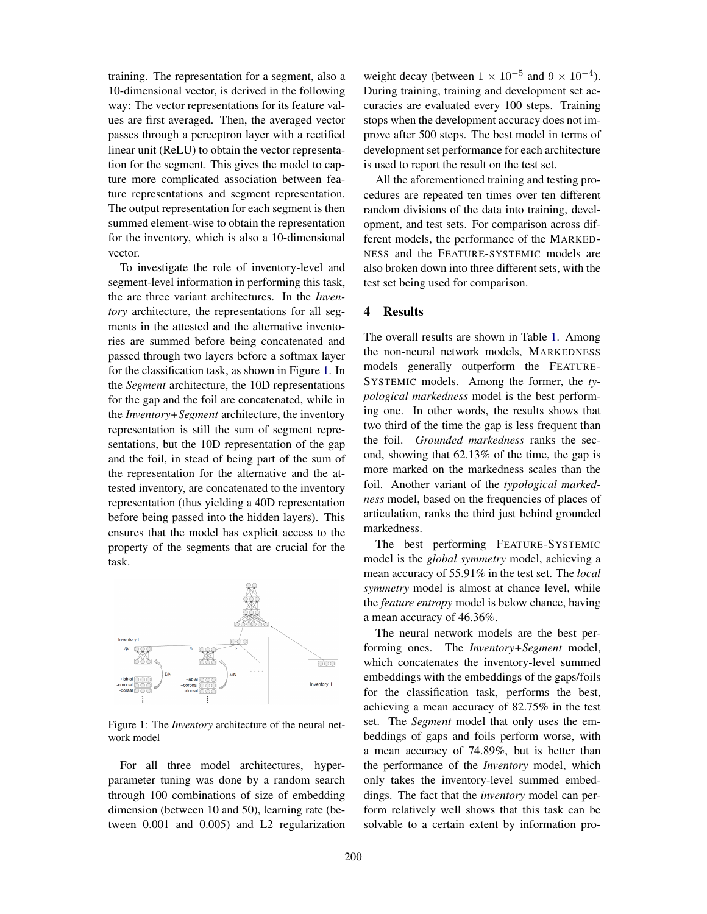training. The representation for a segment, also a 10-dimensional vector, is derived in the following way: The vector representations for its feature values are first averaged. Then, the averaged vector passes through a perceptron layer with a rectified linear unit (ReLU) to obtain the vector representation for the segment. This gives the model to capture more complicated association between feature representations and segment representation. The output representation for each segment is then summed element-wise to obtain the representation for the inventory, which is also a 10-dimensional vector.

To investigate the role of inventory-level and segment-level information in performing this task, the are three variant architectures. In the *Inventory* architecture, the representations for all segments in the attested and the alternative inventories are summed before being concatenated and passed through two layers before a softmax layer for the classification task, as shown in Figure 1. In the *Segment* architecture, the 10D representations for the gap and the foil are concatenated, while in the *Inventory+Segment* architecture, the inventory representation is still the sum of segment representations, but the 10D representation of the gap and the foil, in stead of being part of the sum of the representation for the alternative and the attested inventory, are concatenated to the inventory representation (thus yielding a 40D representation before being passed into the hidden layers). This ensures that the model has explicit access to the property of the segments that are crucial for the task.

Figure 1: The *Inventory* architecture of the neural network model

For all three model architectures, hyperparameter tuning was done by a random search through 100 combinations of size of embedding dimension (between 10 and 50), learning rate (between 0.001 and 0.005) and L2 regularization weight decay (between $1 \times 10^{-5}$ and $9 \times 10^{-4}$). During training, training and development set accuracies are evaluated every 100 steps. Training stops when the development accuracy does not improve after 500 steps. The best model in terms of development set performance for each architecture is used to report the result on the test set.

All the aforementioned training and testing procedures are repeated ten times over ten different random divisions of the data into training, development, and test sets. For comparison across different models, the performance of the MARKEDNESS and the FEATURE-SYSTEMIC models are also broken down into three different sets, with the test set being used for comparison.

## 4 Results

The overall results are shown in Table 1. Among the non-neural network models, MARKEDNESS models generally outperform the FEATURE-SYSTEMIC models. Among the former, the *typological markedness* model is the best performing one. In other words, the results shows that two third of the time the gap is less frequent than the foil. *Grounded markedness* ranks the second, showing that 62.13% of the time, the gap is more marked on the markedness scales than the foil. Another variant of the *typological markedness* model, based on the frequencies of places of articulation, ranks the third just behind grounded markedness.

The best performing FEATURE-SYSTEMIC model is the *global symmetry* model, achieving a mean accuracy of 55.91% in the test set. The *local symmetry* model is almost at chance level, while the *feature entropy* model is below chance, having a mean accuracy of 46.36%.

The neural network models are the best performing ones. The *Inventory+Segment* model, which concatenates the inventory-level summed embeddings with the embeddings of the gaps/foils for the classification task, performs the best, achieving a mean accuracy of 82.75% in the test set. The *Segment* model that only uses the embeddings of gaps and foils perform worse, with a mean accuracy of 74.89%, but is better than the performance of the *Inventory* model, which only takes the inventory-level summed embeddings. The fact that the *inventory* model can perform relatively well shows that this task can be solvable to a certain extent by information pro-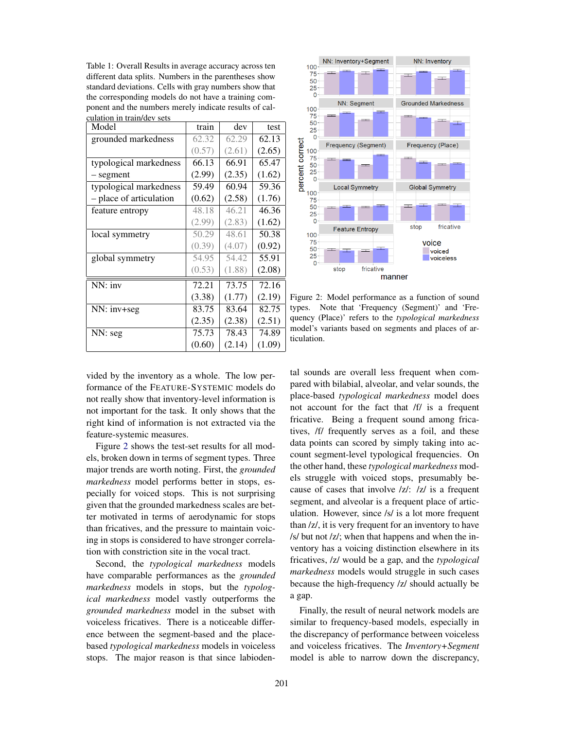Table 1: Overall Results in average accuracy across ten different data splits. Numbers in the parentheses show standard deviations. Cells with gray numbers show that the corresponding models do not have a training component and the numbers merely indicate results of calculation in train/dev sets

| Model | train | dev | test |
|---|---|---|---|
| grounded markedness | 62.32 (0.57) | 62.29 (2.61) | 62.13 (2.65) |
| typological markedness – segment | 66.13 (2.99) | 66.91 (2.35) | 65.47 (1.62) |
| typological markedness – place of articulation | 59.49 (0.62) | 60.94 (2.58) | 59.36 (1.76) |
| feature entropy | 48.18 (2.99) | 46.21 (2.83) | 46.36 (1.62) |
| local symmetry | 50.29 (0.39) | 48.61 (4.07) | 50.38 (0.92) |
| global symmetry | 54.95 (0.53) | 54.42 (1.88) | 55.91 (2.08) |
| NN: inv | 72.21 (3.38) | 73.75 (1.77) | 72.16 (2.19) |
| NN: inv+seg | 83.75 (2.35) | 83.64 (2.38) | 82.75 (2.51) |
| NN: seg | 75.73 (0.60) | 78.43 (2.14) | 74.89 (1.09) |

Figure 2: Model performance as a function of sound types. Note that 'Frequency (Segment)' and 'Frequency (Place)' refers to the *typological markedness* model's variants based on segments and places of articulation.

vided by the inventory as a whole. The low performance of the FEATURE-SYSTEMIC models do not really show that inventory-level information is not important for the task. It only shows that the right kind of information is not extracted via the feature-systemic measures.

Figure 2 shows the test-set results for all models, broken down in terms of segment types. Three major trends are worth noting. First, the *grounded markedness* model performs better in stops, especially for voiced stops. This is not surprising given that the grounded markedness scales are better motivated in terms of aerodynamic for stops than fricatives, and the pressure to maintain voicing in stops is considered to have stronger correlation with constriction site in the vocal tract.

Second, the *typological markedness* models have comparable performances as the *grounded markedness* models in stops, but the *typological markedness* model vastly outperforms the *grounded markedness* model in the subset with voiceless fricatives. There is a noticeable difference between the segment-based and the place-based *typological markedness* models in voiceless stops. The major reason is that since labiodental sounds are overall less frequent when compared with bilabial, alveolar, and velar sounds, the place-based *typological markedness* model does not account for the fact that /f/ is a frequent fricative. Being a frequent sound among fricatives, /f/ frequently serves as a foil, and these data points can scored by simply taking into account segment-level typological frequencies. On the other hand, these *typological markedness* models struggle with voiced stops, presumably because of cases that involve /z/: /z/ is a frequent segment, and alveolar is a frequent place of articulation. However, since /s/ is a lot more frequent than /z/, it is very frequent for an inventory to have /s/ but not /z/; when that happens and when the inventory has a voicing distinction elsewhere in its fricatives, /z/ would be a gap, and the *typological markedness* models would struggle in such cases because the high-frequency /z/ should actually be a gap.

Finally, the result of neural network models are similar to frequency-based models, especially in the discrepancy of performance between voiceless and voiceless fricatives. The *Inventory+Segment* model is able to narrow down the discrepancy,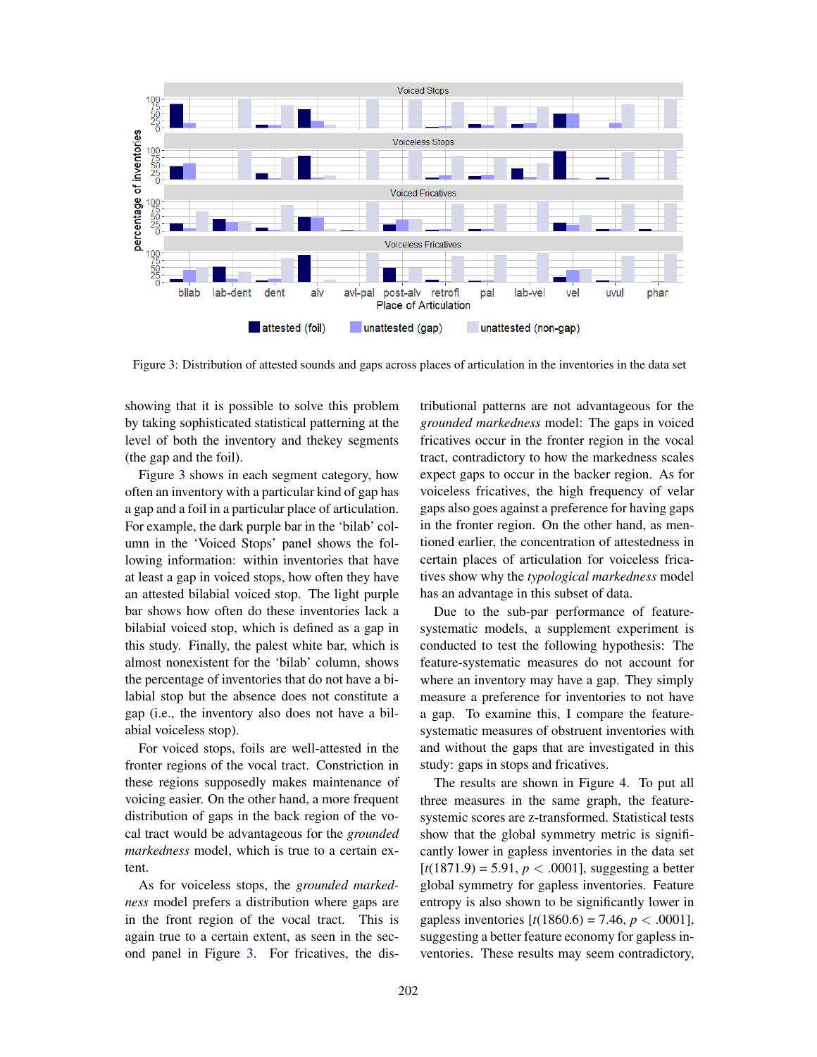Figure 3: Distribution of attested sounds and gaps across places of articulation in the inventories in the data set

showing that it is possible to solve this problem by taking sophisticated statistical patterning at the level of both the inventory and thekey segments (the gap and the foil).

Figure 3 shows in each segment category, how often an inventory with a particular kind of gap has a gap and a foil in a particular place of articulation. For example, the dark purple bar in the 'bilab' column in the 'Voiced Stops' panel shows the following information: within inventories that have at least a gap in voiced stops, how often they have an attested bilabial voiced stop. The light purple bar shows how often do these inventories lack a bilabial voiced stop, which is defined as a gap in this study. Finally, the palest white bar, which is almost nonexistent for the 'bilab' column, shows the percentage of inventories that do not have a bilabial stop but the absence does not constitute a gap (i.e., the inventory also does not have a bilabial voiceless stop).

For voiced stops, foils are well-attested in the fronter regions of the vocal tract. Constriction in these regions supposedly makes maintenance of voicing easier. On the other hand, a more frequent distribution of gaps in the back region of the vocal tract would be advantageous for the *grounded markedness* model, which is true to a certain extent.

As for voiceless stops, the *grounded markedness* model prefers a distribution where gaps are in the front region of the vocal tract. This is again true to a certain extent, as seen in the second panel in Figure 3. For fricatives, the distributional patterns are not advantageous for the *grounded markedness* model: The gaps in voiced fricatives occur in the fronter region in the vocal tract, contradictory to how the markedness scales expect gaps to occur in the backer region. As for voiceless fricatives, the high frequency of velar gaps also goes against a preference for having gaps in the fronter region. On the other hand, as mentioned earlier, the concentration of attestedness in certain places of articulation for voiceless fricatives show why the *typological markedness* model has an advantage in this subset of data.

Due to the sub-par performance of feature-systematic models, a supplement experiment is conducted to test the following hypothesis: The feature-systematic measures do not account for where an inventory may have a gap. They simply measure a preference for inventories to not have a gap. To examine this, I compare the feature-systematic measures of obstruent inventories with and without the gaps that are investigated in this study: gaps in stops and fricatives.

The results are shown in Figure 4. To put all three measures in the same graph, the feature-systemic scores are z-transformed. Statistical tests show that the global symmetry metric is significantly lower in gapless inventories in the data set [$t(1871.9) = 5.91$, $p < .0001$], suggesting a better global symmetry for gapless inventories. Feature entropy is also shown to be significantly lower in gapless inventories [$t(1860.6) = 7.46$, $p < .0001$], suggesting a better feature economy for gapless inventories. These results may seem contradictory,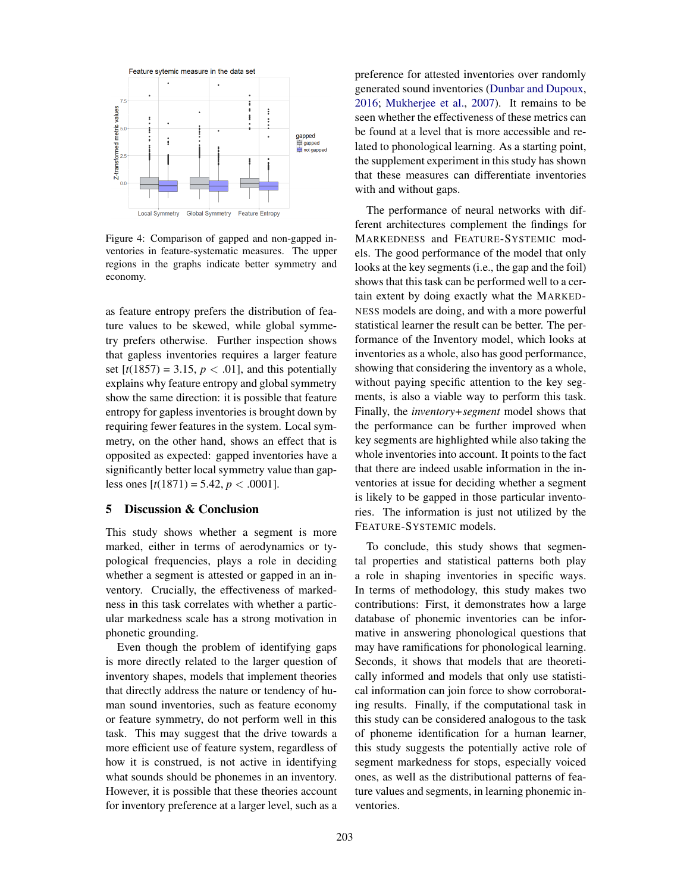Figure 4: Comparison of gapped and non-gapped inventories in feature-systematic measures. The upper regions in the graphs indicate better symmetry and economy.

as feature entropy prefers the distribution of feature values to be skewed, while global symmetry prefers otherwise. Further inspection shows that gapless inventories requires a larger feature set [$t(1857) = 3.15$, $p < .01$], and this potentially explains why feature entropy and global symmetry show the same direction: it is possible that feature entropy for gapless inventories is brought down by requiring fewer features in the system. Local symmetry, on the other hand, shows an effect that is opposited as expected: gapped inventories have a significantly better local symmetry value than gapless ones [$t(1871) = 5.42$, $p < .0001$].

## 5 Discussion & Conclusion

This study shows whether a segment is more marked, either in terms of aerodynamics or typological frequencies, plays a role in deciding whether a segment is attested or gapped in an inventory. Crucially, the effectiveness of markedness in this task correlates with whether a particular markedness scale has a strong motivation in phonetic grounding.

Even though the problem of identifying gaps is more directly related to the larger question of inventory shapes, models that implement theories that directly address the nature or tendency of human sound inventories, such as feature economy or feature symmetry, do not perform well in this task. This may suggest that the drive towards a more efficient use of feature system, regardless of how it is construed, is not active in identifying what sounds should be phonemes in an inventory. However, it is possible that these theories account for inventory preference at a larger level, such as a preference for attested inventories over randomly generated sound inventories (Dunbar and Dupoux, 2016; Mukherjee et al., 2007). It remains to be seen whether the effectiveness of these metrics can be found at a level that is more accessible and related to phonological learning. As a starting point, the supplement experiment in this study has shown that these measures can differentiate inventories with and without gaps.

The performance of neural networks with different architectures complement the findings for MARKEDNESS and FEATURE-SYSTEMIC models. The good performance of the model that only looks at the key segments (i.e., the gap and the foil) shows that this task can be performed well to a certain extent by doing exactly what the MARKEDNESS models are doing, and with a more powerful statistical learner the result can be better. The performance of the Inventory model, which looks at inventories as a whole, also has good performance, showing that considering the inventory as a whole, without paying specific attention to the key segments, is also a viable way to perform this task. Finally, the *inventory+segment* model shows that the performance can be further improved when key segments are highlighted while also taking the whole inventories into account. It points to the fact that there are indeed usable information in the inventories at issue for deciding whether a segment is likely to be gapped in those particular inventories. The information is just not utilized by the FEATURE-SYSTEMIC models.

To conclude, this study shows that segmental properties and statistical patterns both play a role in shaping inventories in specific ways. In terms of methodology, this study makes two contributions: First, it demonstrates how a large database of phonemic inventories can be informative in answering phonological questions that may have ramifications for phonological learning. Seconds, it shows that models that are theoretically informed and models that only use statistical information can join force to show corroborating results. Finally, if the computational task in this study can be considered analogous to the task of phoneme identification for a human learner, this study suggests the potentially active role of segment markedness for stops, especially voiced ones, as well as the distributional patterns of feature values and segments, in learning phonemic inventories.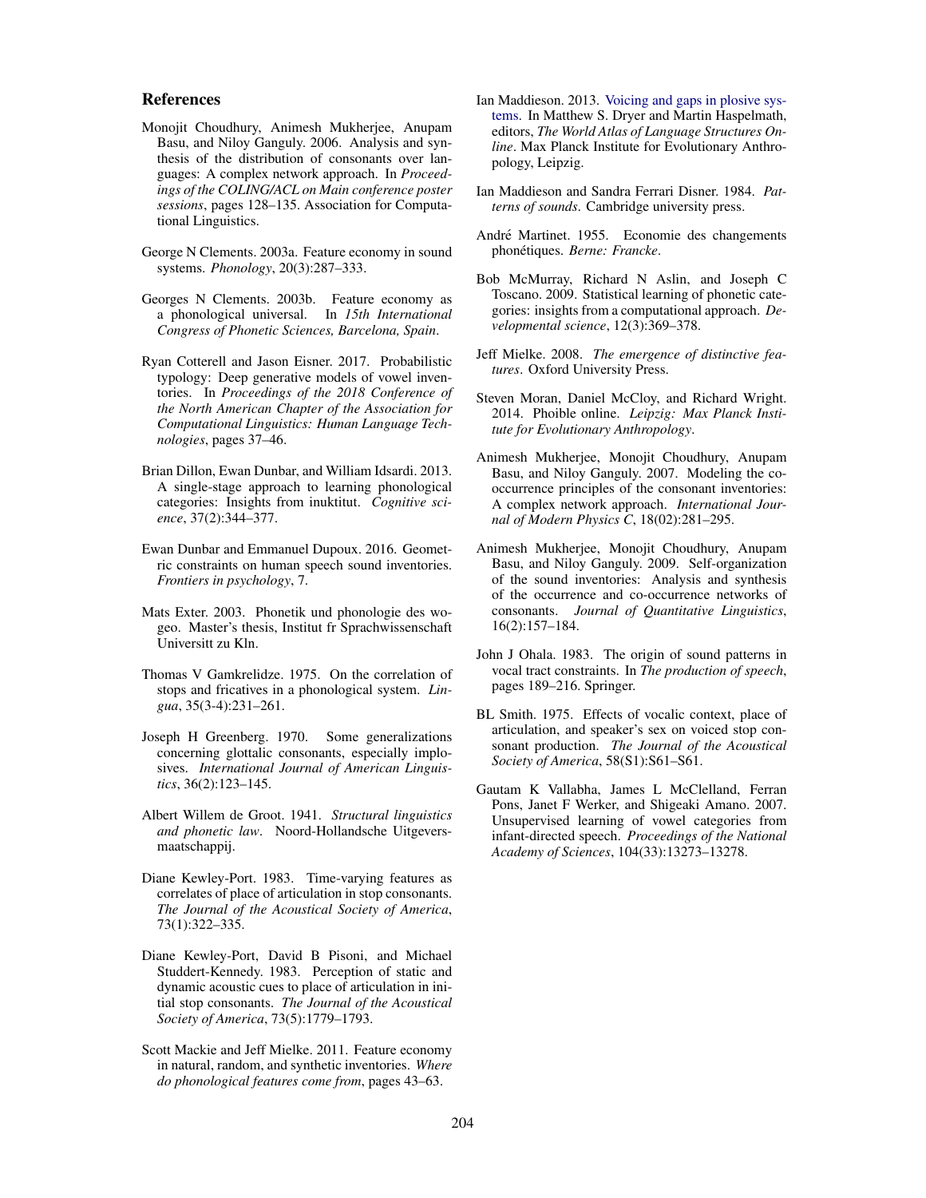## References

Monojit Choudhury, Animesh Mukherjee, Anupam Basu, and Niloy Ganguly. 2006. Analysis and synthesis of the distribution of consonants over languages: A complex network approach. In *Proceedings of the COLING/ACL on Main conference poster sessions*, pages 128–135. Association for Computational Linguistics.

George N Clements. 2003a. Feature economy in sound systems. *Phonology*, 20(3):287–333.

Georges N Clements. 2003b. Feature economy as a phonological universal. In *15th International Congress of Phonetic Sciences, Barcelona, Spain*.

Ryan Cotterell and Jason Eisner. 2017. Probabilistic typology: Deep generative models of vowel inventories. In *Proceedings of the 2018 Conference of the North American Chapter of the Association for Computational Linguistics: Human Language Technologies*, pages 37–46.

Brian Dillon, Ewan Dunbar, and William Idsardi. 2013. A single-stage approach to learning phonological categories: Insights from inuktitut. *Cognitive science*, 37(2):344–377.

Ewan Dunbar and Emmanuel Dupoux. 2016. Geometric constraints on human speech sound inventories. *Frontiers in psychology*, 7.

Mats Exter. 2003. Phonetik und phonologie des wogeo. Master's thesis, Institut fr Sprachwissenschaft Universitt zu Kln.

Thomas V Gamkrelidze. 1975. On the correlation of stops and fricatives in a phonological system. *Lingua*, 35(3-4):231–261.

Joseph H Greenberg. 1970. Some generalizations concerning glottalic consonants, especially implosives. *International Journal of American Linguistics*, 36(2):123–145.

Albert Willem de Groot. 1941. *Structural linguistics and phonetic law*. Noord-Hollandsche Uitgeversmaatschappij.

Diane Kewley-Port. 1983. Time-varying features as correlates of place of articulation in stop consonants. *The Journal of the Acoustical Society of America*, 73(1):322–335.

Diane Kewley-Port, David B Pisoni, and Michael Studdert-Kennedy. 1983. Perception of static and dynamic acoustic cues to place of articulation in initial stop consonants. *The Journal of the Acoustical Society of America*, 73(5):1779–1793.

Scott Mackie and Jeff Mielke. 2011. Feature economy in natural, random, and synthetic inventories. *Where do phonological features come from*, pages 43–63.

Ian Maddieson. 2013. Voicing and gaps in plosive systems. In Matthew S. Dryer and Martin Haspelmath, editors, *The World Atlas of Language Structures Online*. Max Planck Institute for Evolutionary Anthropology, Leipzig.

Ian Maddieson and Sandra Ferrari Disner. 1984. *Patterns of sounds*. Cambridge university press.

André Martinet. 1955. Economie des changements phonétiques. *Berne: Francke*.

Bob McMurray, Richard N Aslin, and Joseph C Toscano. 2009. Statistical learning of phonetic categories: insights from a computational approach. *Developmental science*, 12(3):369–378.

Jeff Mielke. 2008. *The emergence of distinctive features*. Oxford University Press.

Steven Moran, Daniel McCloy, and Richard Wright. 2014. Phoible online. *Leipzig: Max Planck Institute for Evolutionary Anthropology*.

Animesh Mukherjee, Monojit Choudhury, Anupam Basu, and Niloy Ganguly. 2007. Modeling the co-occurrence principles of the consonant inventories: A complex network approach. *International Journal of Modern Physics C*, 18(02):281–295.

Animesh Mukherjee, Monojit Choudhury, Anupam Basu, and Niloy Ganguly. 2009. Self-organization of the sound inventories: Analysis and synthesis of the occurrence and co-occurrence networks of consonants. *Journal of Quantitative Linguistics*, 16(2):157–184.

John J Ohala. 1983. The origin of sound patterns in vocal tract constraints. In *The production of speech*, pages 189–216. Springer.

BL Smith. 1975. Effects of vocalic context, place of articulation, and speaker's sex on voiced stop consonant production. *The Journal of the Acoustical Society of America*, 58(S1):S61–S61.

Gautam K Vallabha, James L McClelland, Ferran Pons, Janet F Werker, and Shigeaki Amano. 2007. Unsupervised learning of vowel categories from infant-directed speech. *Proceedings of the National Academy of Sciences*, 104(33):13273–13278.